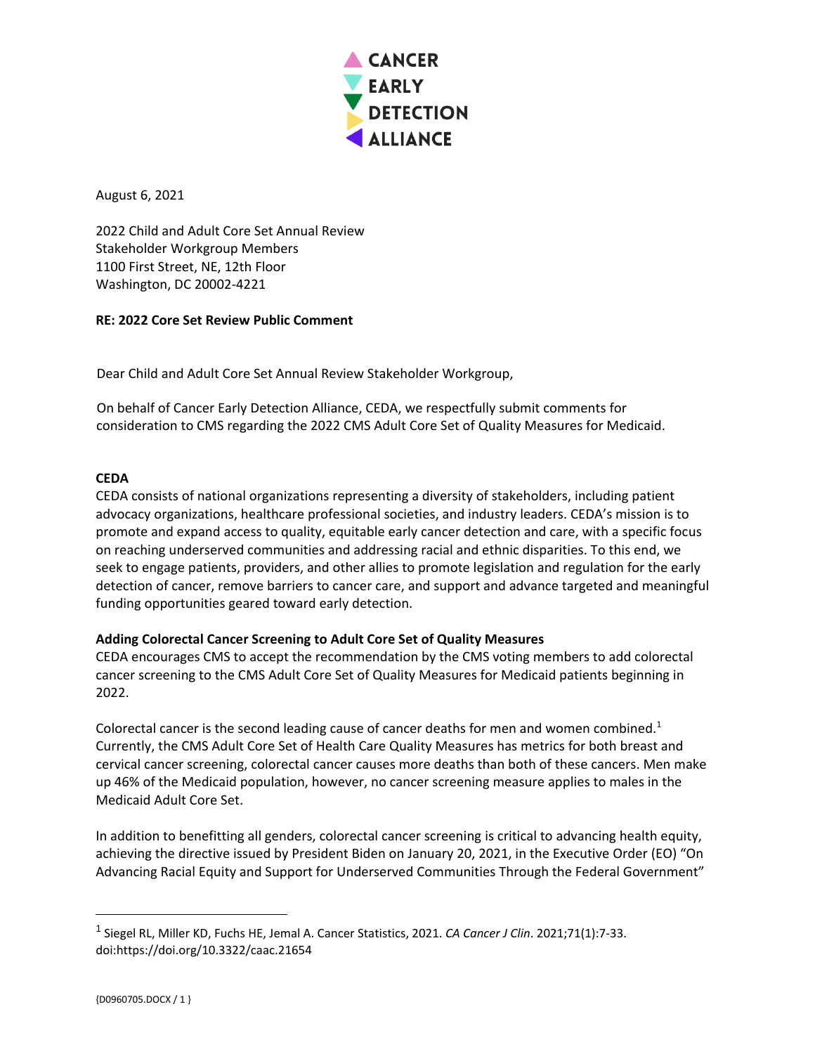CANCER EARLY DETECTION ALLIANCE

August 6, 2021

2022 Child and Adult Core Set Annual Review
Stakeholder Workgroup Members
1100 First Street, NE, 12th Floor
Washington, DC 20002-4221

**RE: 2022 Core Set Review Public Comment**

Dear Child and Adult Core Set Annual Review Stakeholder Workgroup,

On behalf of Cancer Early Detection Alliance, CEDA, we respectfully submit comments for consideration to CMS regarding the 2022 CMS Adult Core Set of Quality Measures for Medicaid.

**CEDA**

CEDA consists of national organizations representing a diversity of stakeholders, including patient advocacy organizations, healthcare professional societies, and industry leaders. CEDA's mission is to promote and expand access to quality, equitable early cancer detection and care, with a specific focus on reaching underserved communities and addressing racial and ethnic disparities. To this end, we seek to engage patients, providers, and other allies to promote legislation and regulation for the early detection of cancer, remove barriers to cancer care, and support and advance targeted and meaningful funding opportunities geared toward early detection.

**Adding Colorectal Cancer Screening to Adult Core Set of Quality Measures**

CEDA encourages CMS to accept the recommendation by the CMS voting members to add colorectal cancer screening to the CMS Adult Core Set of Quality Measures for Medicaid patients beginning in 2022.

Colorectal cancer is the second leading cause of cancer deaths for men and women combined.[1] Currently, the CMS Adult Core Set of Health Care Quality Measures has metrics for both breast and cervical cancer screening, colorectal cancer causes more deaths than both of these cancers. Men make up 46% of the Medicaid population, however, no cancer screening measure applies to males in the Medicaid Adult Core Set.

In addition to benefitting all genders, colorectal cancer screening is critical to advancing health equity, achieving the directive issued by President Biden on January 20, 2021, in the Executive Order (EO) "On Advancing Racial Equity and Support for Underserved Communities Through the Federal Government"

---

[1] Siegel RL, Miller KD, Fuchs HE, Jemal A. Cancer Statistics, 2021. *CA Cancer J Clin*. 2021;71(1):7-33. doi:https://doi.org/10.3322/caac.21654

{D0960705.DOCX / 1 }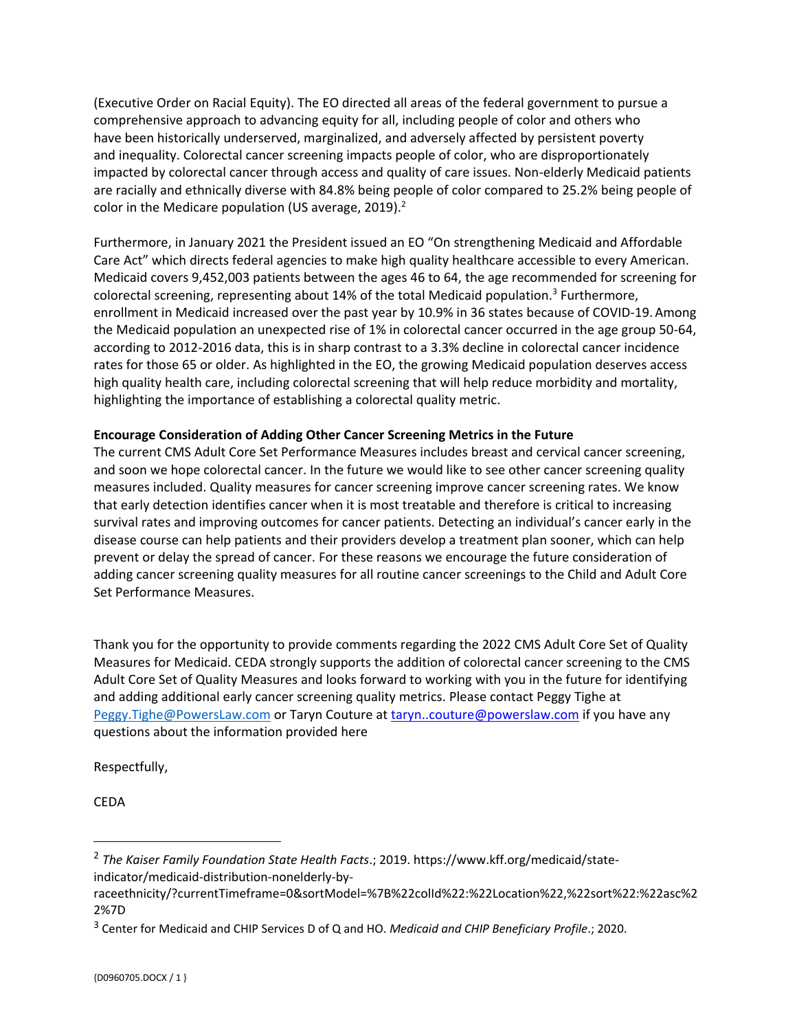(Executive Order on Racial Equity). The EO directed all areas of the federal government to pursue a comprehensive approach to advancing equity for all, including people of color and others who have been historically underserved, marginalized, and adversely affected by persistent poverty and inequality. Colorectal cancer screening impacts people of color, who are disproportionately impacted by colorectal cancer through access and quality of care issues. Non-elderly Medicaid patients are racially and ethnically diverse with 84.8% being people of color compared to 25.2% being people of color in the Medicare population (US average, 2019).[2]

Furthermore, in January 2021 the President issued an EO "On strengthening Medicaid and Affordable Care Act" which directs federal agencies to make high quality healthcare accessible to every American. Medicaid covers 9,452,003 patients between the ages 46 to 64, the age recommended for screening for colorectal screening, representing about 14% of the total Medicaid population.[3] Furthermore, enrollment in Medicaid increased over the past year by 10.9% in 36 states because of COVID-19. Among the Medicaid population an unexpected rise of 1% in colorectal cancer occurred in the age group 50-64, according to 2012-2016 data, this is in sharp contrast to a 3.3% decline in colorectal cancer incidence rates for those 65 or older. As highlighted in the EO, the growing Medicaid population deserves access high quality health care, including colorectal screening that will help reduce morbidity and mortality, highlighting the importance of establishing a colorectal quality metric.

**Encourage Consideration of Adding Other Cancer Screening Metrics in the Future**

The current CMS Adult Core Set Performance Measures includes breast and cervical cancer screening, and soon we hope colorectal cancer. In the future we would like to see other cancer screening quality measures included. Quality measures for cancer screening improve cancer screening rates. We know that early detection identifies cancer when it is most treatable and therefore is critical to increasing survival rates and improving outcomes for cancer patients. Detecting an individual's cancer early in the disease course can help patients and their providers develop a treatment plan sooner, which can help prevent or delay the spread of cancer. For these reasons we encourage the future consideration of adding cancer screening quality measures for all routine cancer screenings to the Child and Adult Core Set Performance Measures.

Thank you for the opportunity to provide comments regarding the 2022 CMS Adult Core Set of Quality Measures for Medicaid. CEDA strongly supports the addition of colorectal cancer screening to the CMS Adult Core Set of Quality Measures and looks forward to working with you in the future for identifying and adding additional early cancer screening quality metrics. Please contact Peggy Tighe at Peggy.Tighe@PowersLaw.com or Taryn Couture at taryn..couture@powerslaw.com if you have any questions about the information provided here

Respectfully,

CEDA

---

[2] *The Kaiser Family Foundation State Health Facts*.; 2019. https://www.kff.org/medicaid/state-indicator/medicaid-distribution-nonelderly-by-raceethnicity/?currentTimeframe=0&sortModel=%7B%22colId%22:%22Location%22,%22sort%22:%22asc%22%7D

[3] Center for Medicaid and CHIP Services D of Q and HO. *Medicaid and CHIP Beneficiary Profile*.; 2020.

{D0960705.DOCX / 1 }